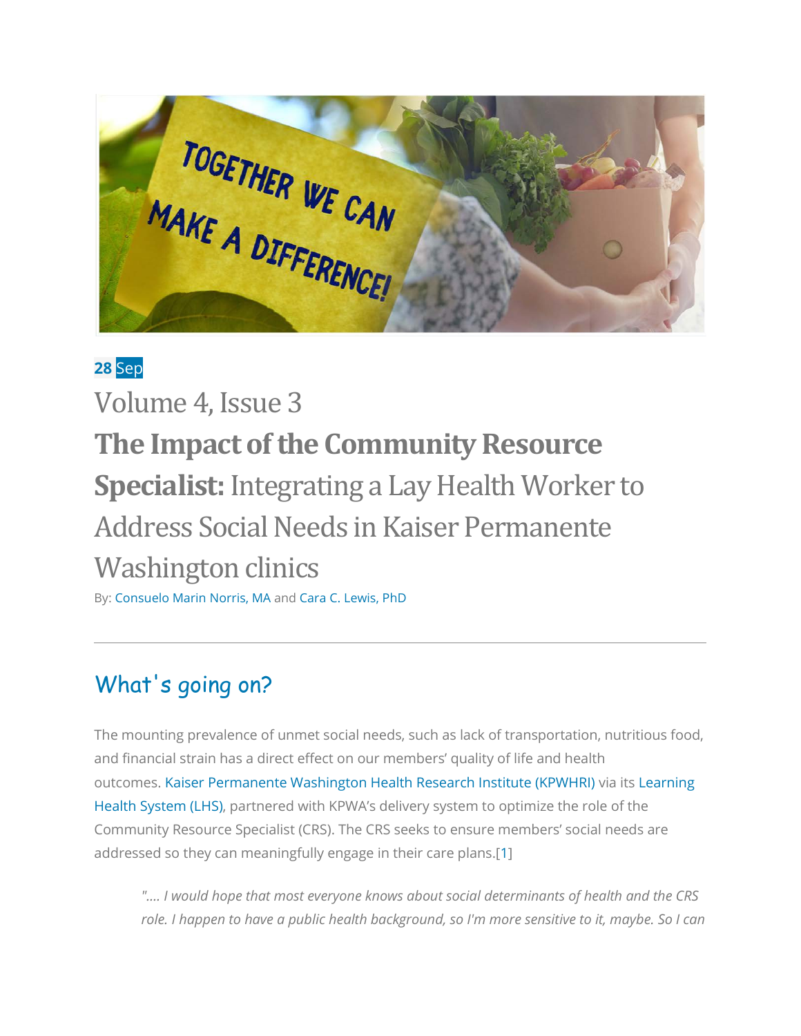28 Sep

# Volume 4, Issue 3

# **The Impact of the Community Resource Specialist:** Integrating a Lay Health Worker to Address Social Needs in Kaiser Permanente Washington clinics

By: Consuelo Marin Norris, MA and Cara C. Lewis, PhD

---

## What's going on?

The mounting prevalence of unmet social needs, such as lack of transportation, nutritious food, and financial strain has a direct effect on our members' quality of life and health outcomes. Kaiser Permanente Washington Health Research Institute (KPWHRI) via its Learning Health System (LHS), partnered with KPWA's delivery system to optimize the role of the Community Resource Specialist (CRS). The CRS seeks to ensure members' social needs are addressed so they can meaningfully engage in their care plans.[1]

> *".... I would hope that most everyone knows about social determinants of health and the CRS role. I happen to have a public health background, so I'm more sensitive to it, maybe. So I can*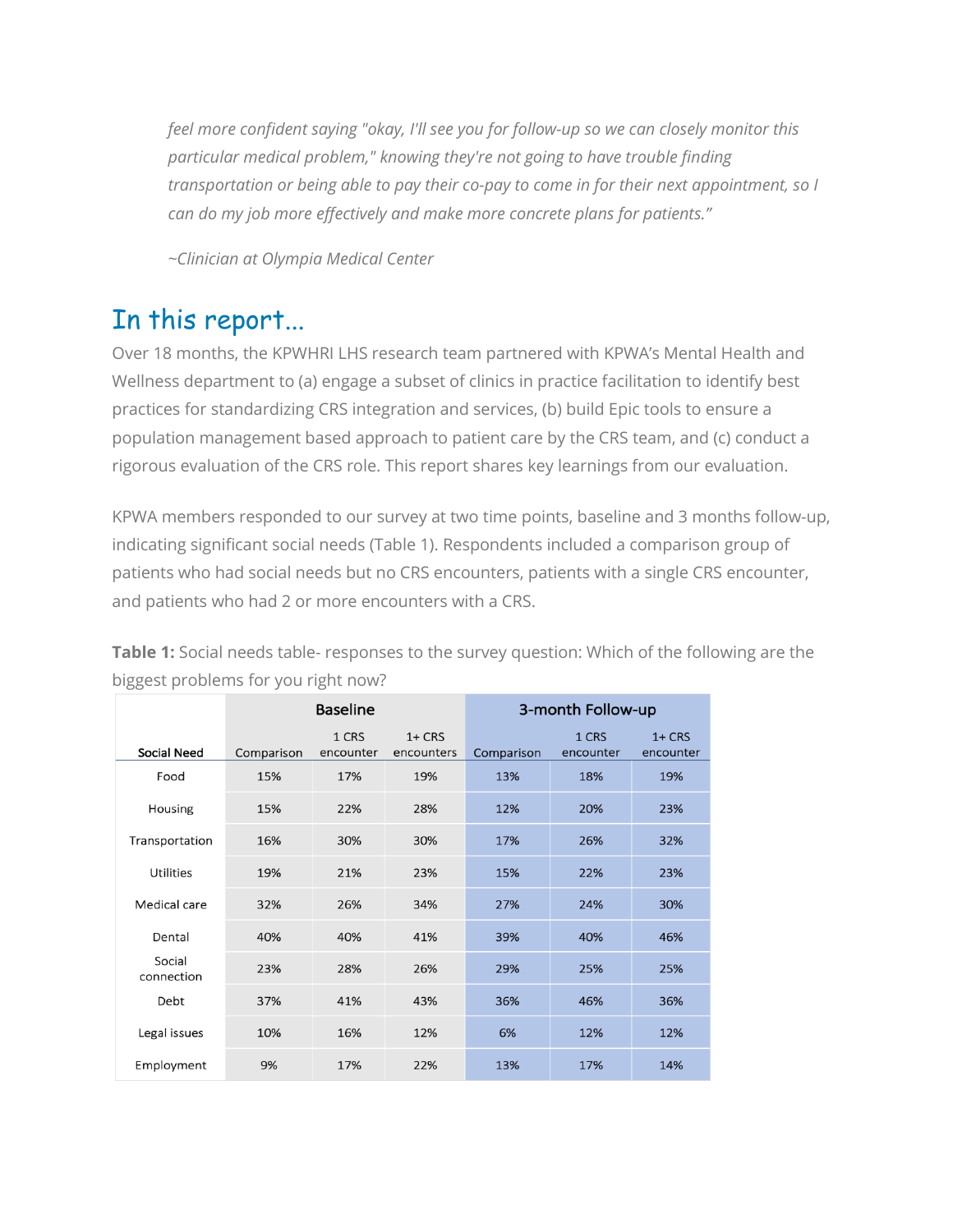*feel more confident saying "okay, I'll see you for follow-up so we can closely monitor this particular medical problem," knowing they're not going to have trouble finding transportation or being able to pay their co-pay to come in for their next appointment, so I can do my job more effectively and make more concrete plans for patients."*

*~Clinician at Olympia Medical Center*

## In this report…

Over 18 months, the KPWHRI LHS research team partnered with KPWA's Mental Health and Wellness department to (a) engage a subset of clinics in practice facilitation to identify best practices for standardizing CRS integration and services, (b) build Epic tools to ensure a population management based approach to patient care by the CRS team, and (c) conduct a rigorous evaluation of the CRS role. This report shares key learnings from our evaluation.

KPWA members responded to our survey at two time points, baseline and 3 months follow-up, indicating significant social needs (Table 1). Respondents included a comparison group of patients who had social needs but no CRS encounters, patients with a single CRS encounter, and patients who had 2 or more encounters with a CRS.

**Table 1:** Social needs table- responses to the survey question: Which of the following are the biggest problems for you right now?

| | Baseline | | | 3-month Follow-up | | |
|---|---|---|---|---|---|---|
| Social Need | Comparison | 1 CRS encounter | 1+ CRS encounters | Comparison | 1 CRS encounter | 1+ CRS encounter |
| Food | 15% | 17% | 19% | 13% | 18% | 19% |
| Housing | 15% | 22% | 28% | 12% | 20% | 23% |
| Transportation | 16% | 30% | 30% | 17% | 26% | 32% |
| Utilities | 19% | 21% | 23% | 15% | 22% | 23% |
| Medical care | 32% | 26% | 34% | 27% | 24% | 30% |
| Dental | 40% | 40% | 41% | 39% | 40% | 46% |
| Social connection | 23% | 28% | 26% | 29% | 25% | 25% |
| Debt | 37% | 41% | 43% | 36% | 46% | 36% |
| Legal issues | 10% | 16% | 12% | 6% | 12% | 12% |
| Employment | 9% | 17% | 22% | 13% | 17% | 14% |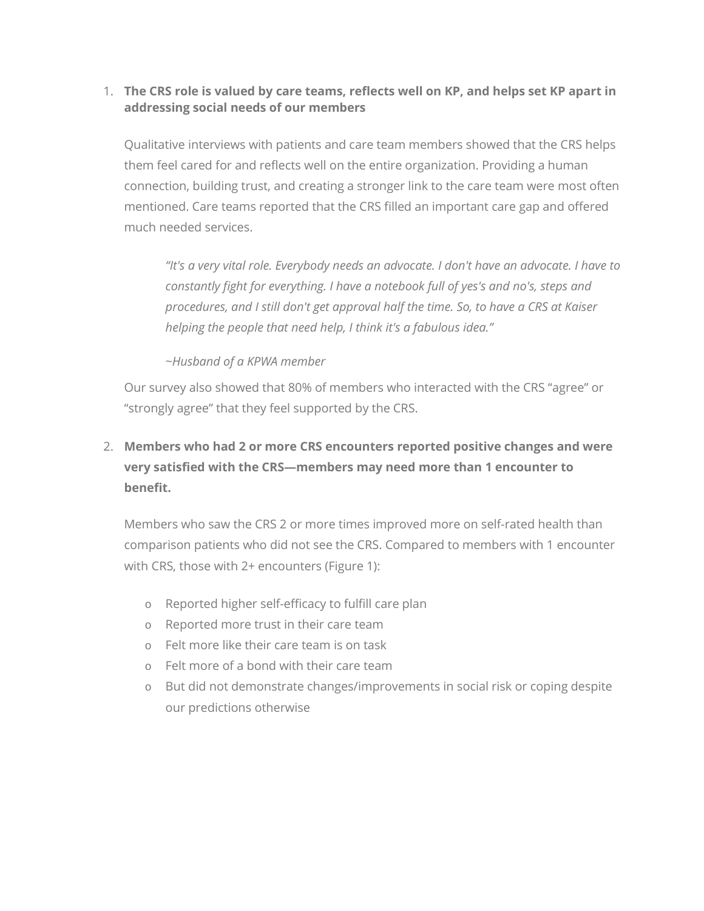1. **The CRS role is valued by care teams, reflects well on KP, and helps set KP apart in addressing social needs of our members**

   Qualitative interviews with patients and care team members showed that the CRS helps them feel cared for and reflects well on the entire organization. Providing a human connection, building trust, and creating a stronger link to the care team were most often mentioned. Care teams reported that the CRS filled an important care gap and offered much needed services.

   > *"It's a very vital role. Everybody needs an advocate. I don't have an advocate. I have to constantly fight for everything. I have a notebook full of yes's and no's, steps and procedures, and I still don't get approval half the time. So, to have a CRS at Kaiser helping the people that need help, I think it's a fabulous idea."*
   >
   > *~Husband of a KPWA member*

   Our survey also showed that 80% of members who interacted with the CRS "agree" or "strongly agree" that they feel supported by the CRS.

2. **Members who had 2 or more CRS encounters reported positive changes and were very satisfied with the CRS—members may need more than 1 encounter to benefit.**

   Members who saw the CRS 2 or more times improved more on self-rated health than comparison patients who did not see the CRS. Compared to members with 1 encounter with CRS, those with 2+ encounters (Figure 1):

   - Reported higher self-efficacy to fulfill care plan
   - Reported more trust in their care team
   - Felt more like their care team is on task
   - Felt more of a bond with their care team
   - But did not demonstrate changes/improvements in social risk or coping despite our predictions otherwise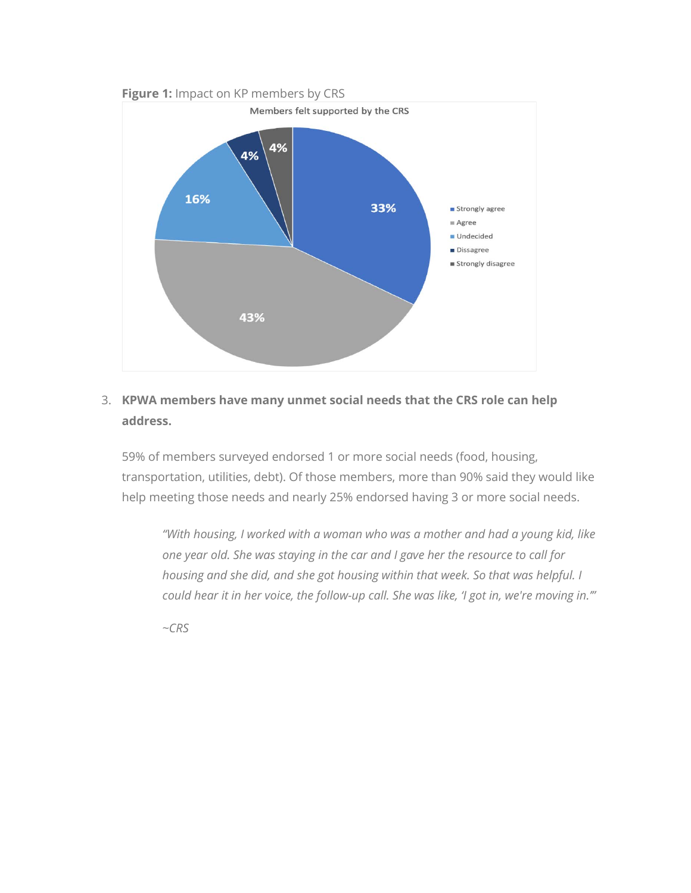**Figure 1:** Impact on KP members by CRS

3. **KPWA members have many unmet social needs that the CRS role can help address.**

   59% of members surveyed endorsed 1 or more social needs (food, housing, transportation, utilities, debt). Of those members, more than 90% said they would like help meeting those needs and nearly 25% endorsed having 3 or more social needs.

   > *"With housing, I worked with a woman who was a mother and had a young kid, like one year old. She was staying in the car and I gave her the resource to call for housing and she did, and she got housing within that week. So that was helpful. I could hear it in her voice, the follow-up call. She was like, 'I got in, we're moving in.'"*
   >
   > *~CRS*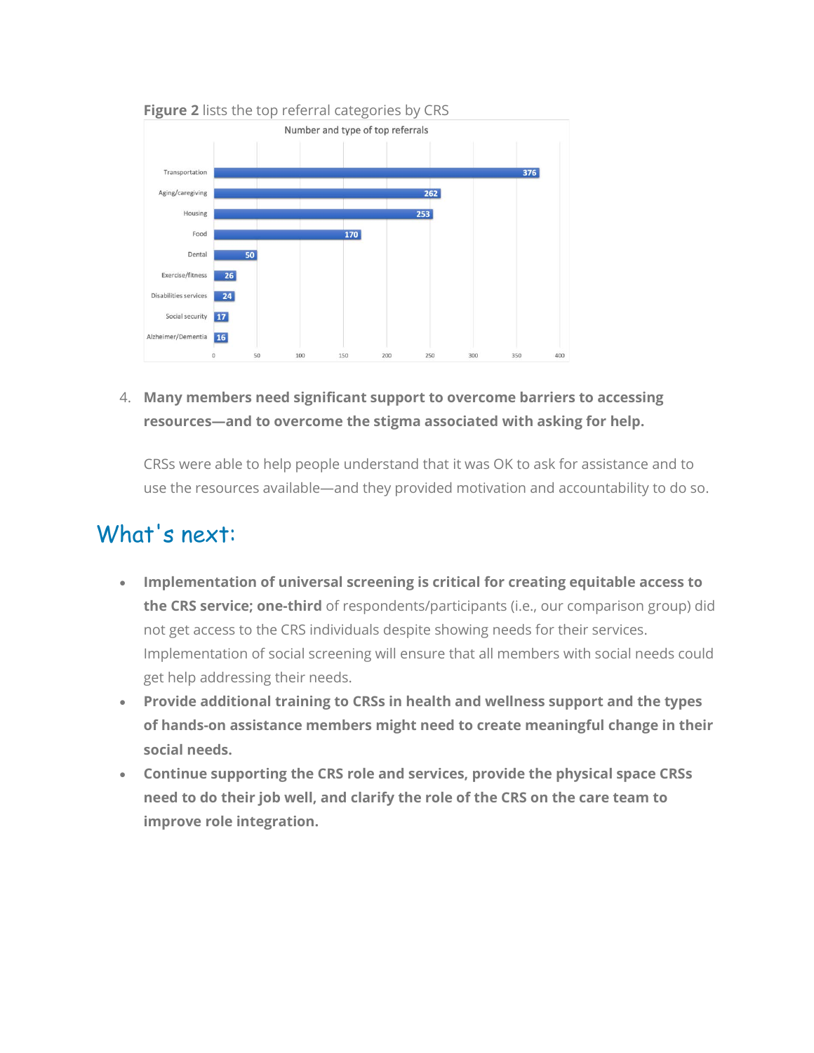**Figure 2** lists the top referral categories by CRS

Number and type of top referrals

| Category | Number |
|---|---|
| Transportation | 376 |
| Aging/caregiving | 262 |
| Housing | 253 |
| Food | 170 |
| Dental | 50 |
| Exercise/fitness | 26 |
| Disabilities services | 24 |
| Social security | 17 |
| Altheimer/Dementia | 16 |

4. **Many members need significant support to overcome barriers to accessing resources—and to overcome the stigma associated with asking for help.**

   CRSs were able to help people understand that it was OK to ask for assistance and to use the resources available—and they provided motivation and accountability to do so.

## What's next:

- **Implementation of universal screening is critical for creating equitable access to the CRS service; one-third** of respondents/participants (i.e., our comparison group) did not get access to the CRS individuals despite showing needs for their services. Implementation of social screening will ensure that all members with social needs could get help addressing their needs.
- **Provide additional training to CRSs in health and wellness support and the types of hands-on assistance members might need to create meaningful change in their social needs.**
- **Continue supporting the CRS role and services, provide the physical space CRSs need to do their job well, and clarify the role of the CRS on the care team to improve role integration.**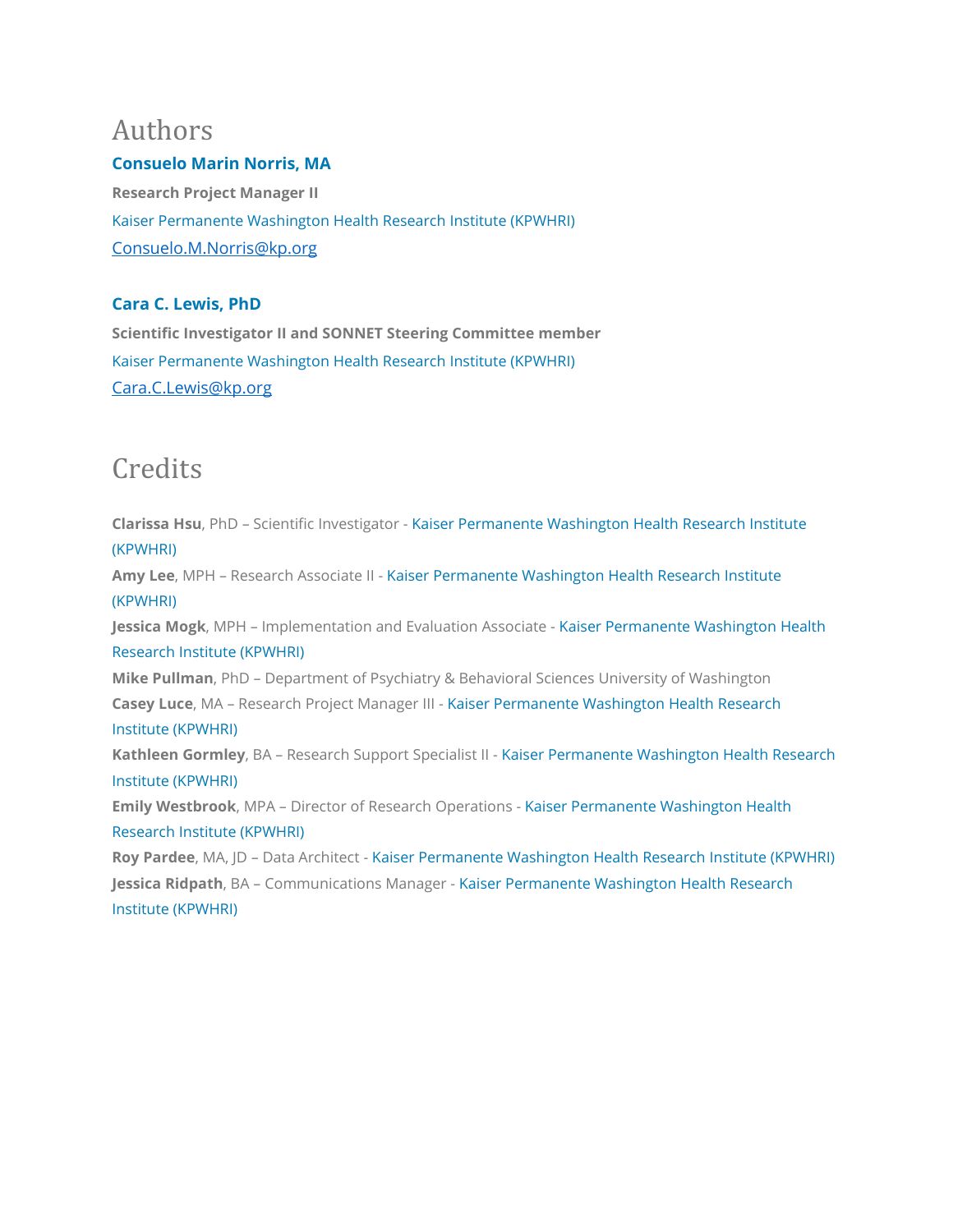# Authors

**Consuelo Marin Norris, MA**

**Research Project Manager II**

Kaiser Permanente Washington Health Research Institute (KPWHRI)

Consuelo.M.Norris@kp.org

**Cara C. Lewis, PhD**

**Scientific Investigator II and SONNET Steering Committee member**

Kaiser Permanente Washington Health Research Institute (KPWHRI)

Cara.C.Lewis@kp.org

# Credits

**Clarissa Hsu**, PhD – Scientific Investigator - Kaiser Permanente Washington Health Research Institute (KPWHRI)
**Amy Lee**, MPH – Research Associate II - Kaiser Permanente Washington Health Research Institute (KPWHRI)
**Jessica Mogk**, MPH – Implementation and Evaluation Associate - Kaiser Permanente Washington Health Research Institute (KPWHRI)
**Mike Pullman**, PhD – Department of Psychiatry & Behavioral Sciences University of Washington
**Casey Luce**, MA – Research Project Manager III - Kaiser Permanente Washington Health Research Institute (KPWHRI)
**Kathleen Gormley**, BA – Research Support Specialist II - Kaiser Permanente Washington Health Research Institute (KPWHRI)
**Emily Westbrook**, MPA – Director of Research Operations - Kaiser Permanente Washington Health Research Institute (KPWHRI)
**Roy Pardee**, MA, JD – Data Architect - Kaiser Permanente Washington Health Research Institute (KPWHRI)
**Jessica Ridpath**, BA – Communications Manager - Kaiser Permanente Washington Health Research Institute (KPWHRI)